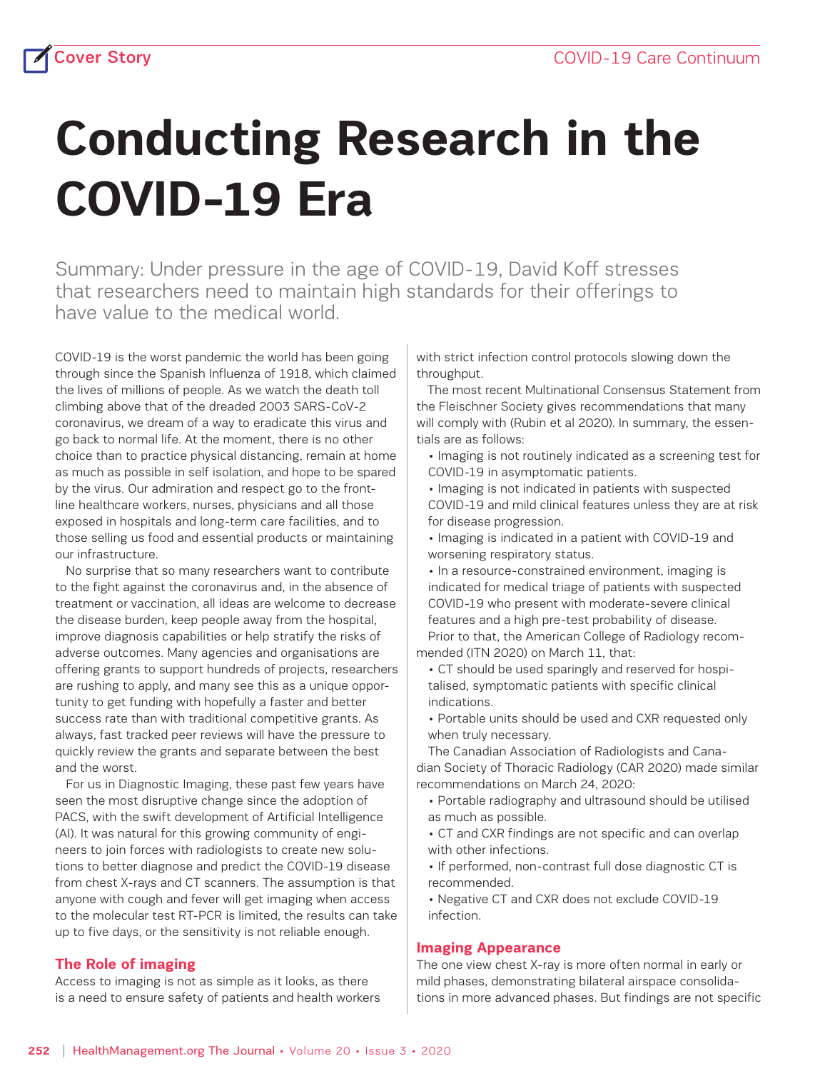# Conducting Research in the COVID-19 Era

Summary: Under pressure in the age of COVID-19, David Koff stresses that researchers need to maintain high standards for their offerings to have value to the medical world.

COVID-19 is the worst pandemic the world has been going through since the Spanish Influenza of 1918, which claimed the lives of millions of people. As we watch the death toll climbing above that of the dreaded 2003 SARS-CoV-2 coronavirus, we dream of a way to eradicate this virus and go back to normal life. At the moment, there is no other choice than to practice physical distancing, remain at home as much as possible in self isolation, and hope to be spared by the virus. Our admiration and respect go to the front-line healthcare workers, nurses, physicians and all those exposed in hospitals and long-term care facilities, and to those selling us food and essential products or maintaining our infrastructure.

No surprise that so many researchers want to contribute to the fight against the coronavirus and, in the absence of treatment or vaccination, all ideas are welcome to decrease the disease burden, keep people away from the hospital, improve diagnosis capabilities or help stratify the risks of adverse outcomes. Many agencies and organisations are offering grants to support hundreds of projects, researchers are rushing to apply, and many see this as a unique opportunity to get funding with hopefully a faster and better success rate than with traditional competitive grants. As always, fast tracked peer reviews will have the pressure to quickly review the grants and separate between the best and the worst.

For us in Diagnostic Imaging, these past few years have seen the most disruptive change since the adoption of PACS, with the swift development of Artificial Intelligence (AI). It was natural for this growing community of engineers to join forces with radiologists to create new solutions to better diagnose and predict the COVID-19 disease from chest X-rays and CT scanners. The assumption is that anyone with cough and fever will get imaging when access to the molecular test RT-PCR is limited, the results can take up to five days, or the sensitivity is not reliable enough.

## The Role of imaging

Access to imaging is not as simple as it looks, as there is a need to ensure safety of patients and health workers with strict infection control protocols slowing down the throughput.

The most recent Multinational Consensus Statement from the Fleischner Society gives recommendations that many will comply with (Rubin et al 2020). In summary, the essentials are as follows:

- Imaging is not routinely indicated as a screening test for COVID-19 in asymptomatic patients.
- Imaging is not indicated in patients with suspected COVID-19 and mild clinical features unless they are at risk for disease progression.
- Imaging is indicated in a patient with COVID-19 and worsening respiratory status.
- In a resource-constrained environment, imaging is indicated for medical triage of patients with suspected COVID-19 who present with moderate-severe clinical features and a high pre-test probability of disease.

Prior to that, the American College of Radiology recommended (ITN 2020) on March 11, that:

- CT should be used sparingly and reserved for hospitalised, symptomatic patients with specific clinical indications.
- Portable units should be used and CXR requested only when truly necessary.

The Canadian Association of Radiologists and Canadian Society of Thoracic Radiology (CAR 2020) made similar recommendations on March 24, 2020:

- Portable radiography and ultrasound should be utilised as much as possible.
- CT and CXR findings are not specific and can overlap with other infections.
- If performed, non-contrast full dose diagnostic CT is recommended.
- Negative CT and CXR does not exclude COVID-19 infection.

## Imaging Appearance

The one view chest X-ray is more often normal in early or mild phases, demonstrating bilateral airspace consolidations in more advanced phases. But findings are not specific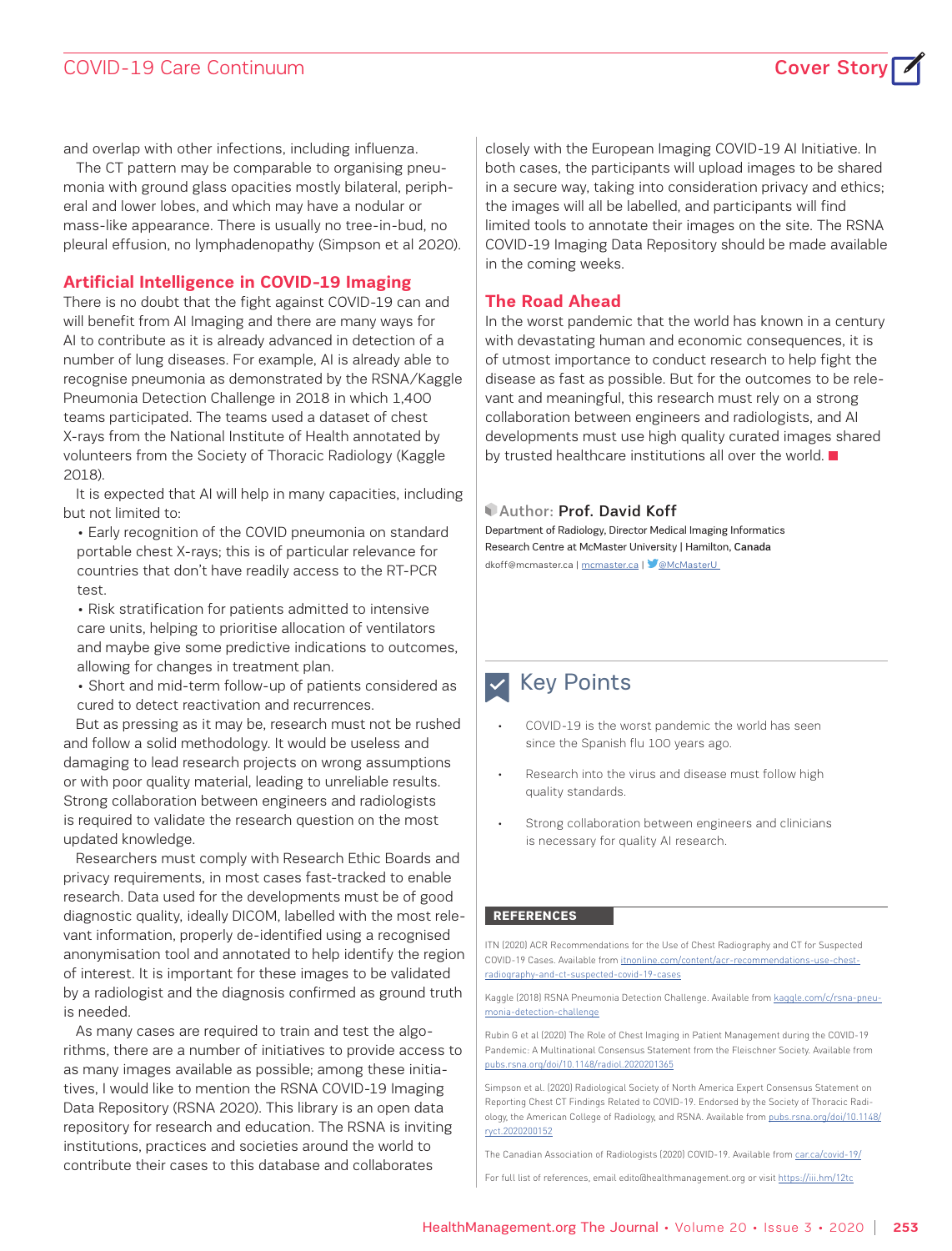and overlap with other infections, including influenza.

The CT pattern may be comparable to organising pneumonia with ground glass opacities mostly bilateral, peripheral and lower lobes, and which may have a nodular or mass-like appearance. There is usually no tree-in-bud, no pleural effusion, no lymphadenopathy (Simpson et al 2020).

## Artificial Intelligence in COVID-19 Imaging

There is no doubt that the fight against COVID-19 can and will benefit from AI Imaging and there are many ways for AI to contribute as it is already advanced in detection of a number of lung diseases. For example, AI is already able to recognise pneumonia as demonstrated by the RSNA/Kaggle Pneumonia Detection Challenge in 2018 in which 1,400 teams participated. The teams used a dataset of chest X-rays from the National Institute of Health annotated by volunteers from the Society of Thoracic Radiology (Kaggle 2018).

It is expected that AI will help in many capacities, including but not limited to:

- Early recognition of the COVID pneumonia on standard portable chest X-rays; this is of particular relevance for countries that don't have readily access to the RT-PCR test.
- Risk stratification for patients admitted to intensive care units, helping to prioritise allocation of ventilators and maybe give some predictive indications to outcomes, allowing for changes in treatment plan.
- Short and mid-term follow-up of patients considered as cured to detect reactivation and recurrences.

But as pressing as it may be, research must not be rushed and follow a solid methodology. It would be useless and damaging to lead research projects on wrong assumptions or with poor quality material, leading to unreliable results. Strong collaboration between engineers and radiologists is required to validate the research question on the most updated knowledge.

Researchers must comply with Research Ethic Boards and privacy requirements, in most cases fast-tracked to enable research. Data used for the developments must be of good diagnostic quality, ideally DICOM, labelled with the most relevant information, properly de-identified using a recognised anonymisation tool and annotated to help identify the region of interest. It is important for these images to be validated by a radiologist and the diagnosis confirmed as ground truth is needed.

As many cases are required to train and test the algorithms, there are a number of initiatives to provide access to as many images available as possible; among these initiatives, I would like to mention the RSNA COVID-19 Imaging Data Repository (RSNA 2020). This library is an open data repository for research and education. The RSNA is inviting institutions, practices and societies around the world to contribute their cases to this database and collaborates closely with the European Imaging COVID-19 AI Initiative. In both cases, the participants will upload images to be shared in a secure way, taking into consideration privacy and ethics; the images will all be labelled, and participants will find limited tools to annotate their images on the site. The RSNA COVID-19 Imaging Data Repository should be made available in the coming weeks.

## The Road Ahead

In the worst pandemic that the world has known in a century with devastating human and economic consequences, it is of utmost importance to conduct research to help fight the disease as fast as possible. But for the outcomes to be relevant and meaningful, this research must rely on a strong collaboration between engineers and radiologists, and AI developments must use high quality curated images shared by trusted healthcare institutions all over the world.

**Author: Prof. David Koff**

Department of Radiology, Director Medical Imaging Informatics Research Centre at McMaster University | Hamilton, **Canada**

dkoff@mcmaster.ca | mcmaster.ca | @McMasterU

## Key Points

- COVID-19 is the worst pandemic the world has seen since the Spanish flu 100 years ago.
- Research into the virus and disease must follow high quality standards.
- Strong collaboration between engineers and clinicians is necessary for quality AI research.

**REFERENCES**

ITN (2020) ACR Recommendations for the Use of Chest Radiography and CT for Suspected COVID-19 Cases. Available from itnonline.com/content/acr-recommendations-use-chest-radiography-and-ct-suspected-covid-19-cases

Kaggle (2018) RSNA Pneumonia Detection Challenge. Available from kaggle.com/c/rsna-pneumonia-detection-challenge

Rubin G et al (2020) The Role of Chest Imaging in Patient Management during the COVID-19 Pandemic: A Multinational Consensus Statement from the Fleischner Society. Available from pubs.rsna.org/doi/10.1148/radiol.2020201365

Simpson et al. (2020) Radiological Society of North America Expert Consensus Statement on Reporting Chest CT Findings Related to COVID-19. Endorsed by the Society of Thoracic Radiology, the American College of Radiology, and RSNA. Available from pubs.rsna.org/doi/10.1148/ryct.2020200152

The Canadian Association of Radiologists (2020) COVID-19. Available from car.ca/covid-19/

For full list of references, email edito@healthmanagement.org or visit https://iii.hm/12tc